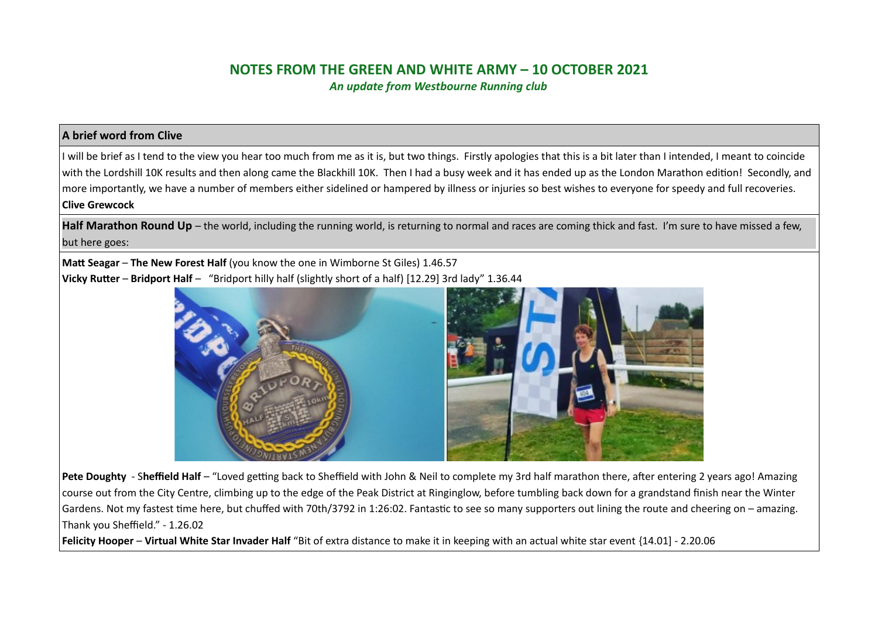## NOTES FROM THE GREEN AND WHITE ARMY – 10 OCTOBER 2021

*An update from Westbourne Running club*

### A brief word from Clive

I will be brief as I tend to the view you hear too much from me as it is, but two things. Firstly apologies that this is a bit later than I intended, I meant to coincide with the Lordshill 10K results and then along came the Blackhill 10K. Then I had a busy week and it has ended up as the London Marathon edition! Secondly, and more importantly, we have a number of members either sidelined or hampered by illness or injuries so best wishes to everyone for speedy and full recoveries.

**Clive Grewcock**

**Half Marathon Round Up** – the world, including the running world, is returning to normal and races are coming thick and fast. I'm sure to have missed a few, but here goes:

**Matt Seagar** – **The New Forest Half** (you know the one in Wimborne St Giles) 1.46.57

**Vicky Rutter** – **Bridport Half** – "Bridport hilly half (slightly short of a half) [12.29] 3rd lady" 1.36.44

**Pete Doughty** - S**heffield Half** – "Loved getting back to Sheffield with John & Neil to complete my 3rd half marathon there, after entering 2 years ago! Amazing course out from the City Centre, climbing up to the edge of the Peak District at Ringinglow, before tumbling back down for a grandstand finish near the Winter Gardens. Not my fastest time here, but chuffed with 70th/3792 in 1:26:02. Fantastic to see so many supporters out lining the route and cheering on – amazing. Thank you Sheffield." - 1.26.02

**Felicity Hooper** – **Virtual White Star Invader Half** "Bit of extra distance to make it in keeping with an actual white star event {14.01] - 2.20.06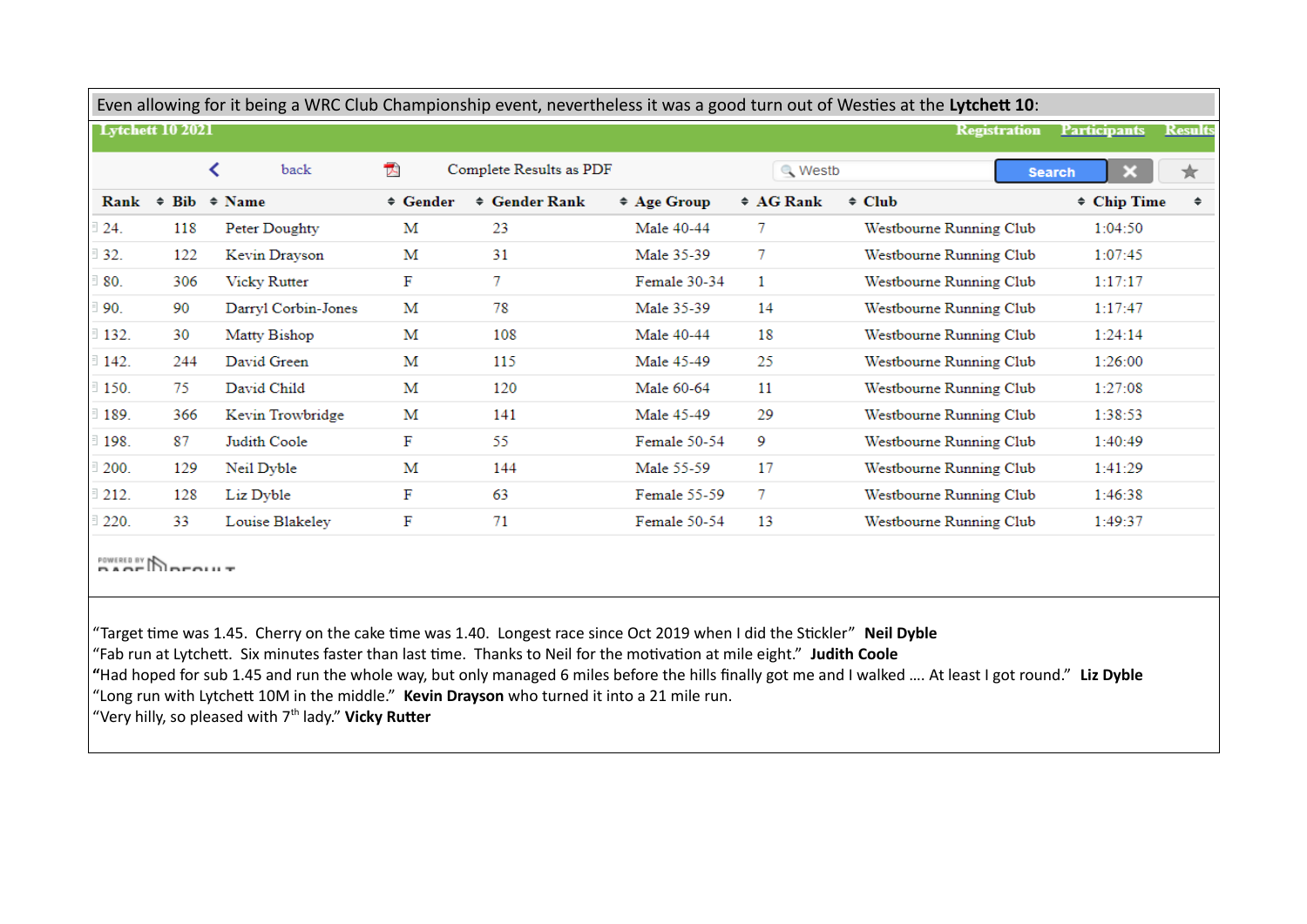Even allowing for it being a WRC Club Championship event, nevertheless it was a good turn out of Westies at the **Lytchett 10**:

Lytchett 10 2021 — Registration | Participants | Results

back | Complete Results as PDF | Westb | Search

| Rank | Bib | Name | Gender | Gender Rank | Age Group | AG Rank | Club | Chip Time |
|---|---|---|---|---|---|---|---|---|
| 24. | 118 | Peter Doughty | M | 23 | Male 40-44 | 7 | Westbourne Running Club | 1:04:50 |
| 32. | 122 | Kevin Drayson | M | 31 | Male 35-39 | 7 | Westbourne Running Club | 1:07:45 |
| 80. | 306 | Vicky Rutter | F | 7 | Female 30-34 | 1 | Westbourne Running Club | 1:17:17 |
| 90. | 90 | Darryl Corbin-Jones | M | 78 | Male 35-39 | 14 | Westbourne Running Club | 1:17:47 |
| 132. | 30 | Matty Bishop | M | 108 | Male 40-44 | 18 | Westbourne Running Club | 1:24:14 |
| 142. | 244 | David Green | M | 115 | Male 45-49 | 25 | Westbourne Running Club | 1:26:00 |
| 150. | 75 | David Child | M | 120 | Male 60-64 | 11 | Westbourne Running Club | 1:27:08 |
| 189. | 366 | Kevin Trowbridge | M | 141 | Male 45-49 | 29 | Westbourne Running Club | 1:38:53 |
| 198. | 87 | Judith Coole | F | 55 | Female 50-54 | 9 | Westbourne Running Club | 1:40:49 |
| 200. | 129 | Neil Dyble | M | 144 | Male 55-59 | 17 | Westbourne Running Club | 1:41:29 |
| 212. | 128 | Liz Dyble | F | 63 | Female 55-59 | 7 | Westbourne Running Club | 1:46:38 |
| 220. | 33 | Louise Blakeley | F | 71 | Female 50-54 | 13 | Westbourne Running Club | 1:49:37 |

Powered by RaceResult

"Target time was 1.45. Cherry on the cake time was 1.40. Longest race since Oct 2019 when I did the Stickler" **Neil Dyble**
"Fab run at Lytchett. Six minutes faster than last time. Thanks to Neil for the motivation at mile eight." **Judith Coole**
"Had hoped for sub 1.45 and run the whole way, but only managed 6 miles before the hills finally got me and I walked …. At least I got round." **Liz Dyble**
"Long run with Lytchett 10M in the middle." **Kevin Drayson** who turned it into a 21 mile run.
"Very hilly, so pleased with 7th lady." **Vicky Rutter**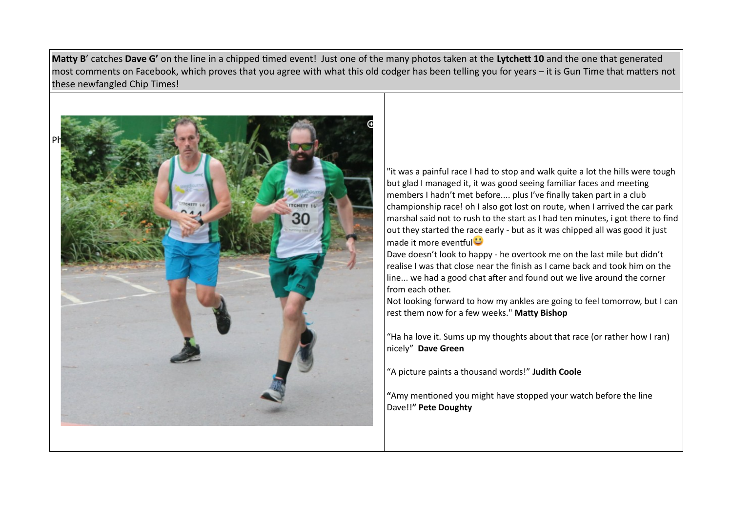**Matty B**' catches **Dave G'** on the line in a chipped timed event! Just one of the many photos taken at the **Lytchett 10** and the one that generated most comments on Facebook, which proves that you agree with what this old codger has been telling you for years – it is Gun Time that matters not these newfangled Chip Times!

"it was a painful race I had to stop and walk quite a lot the hills were tough but glad I managed it, it was good seeing familiar faces and meeting members I hadn't met before.... plus I've finally taken part in a club championship race! oh I also got lost on route, when I arrived the car park marshal said not to rush to the start as I had ten minutes, i got there to find out they started the race early - but as it was chipped all was good it just made it more eventful😃

Dave doesn't look to happy - he overtook me on the last mile but didn't realise I was that close near the finish as I came back and took him on the line... we had a good chat after and found out we live around the corner from each other.

Not looking forward to how my ankles are going to feel tomorrow, but I can rest them now for a few weeks." **Matty Bishop**

"Ha ha love it. Sums up my thoughts about that race (or rather how I ran) nicely" **Dave Green**

"A picture paints a thousand words!" **Judith Coole**

**"**Amy mentioned you might have stopped your watch before the line Dave!!**" Pete Doughty**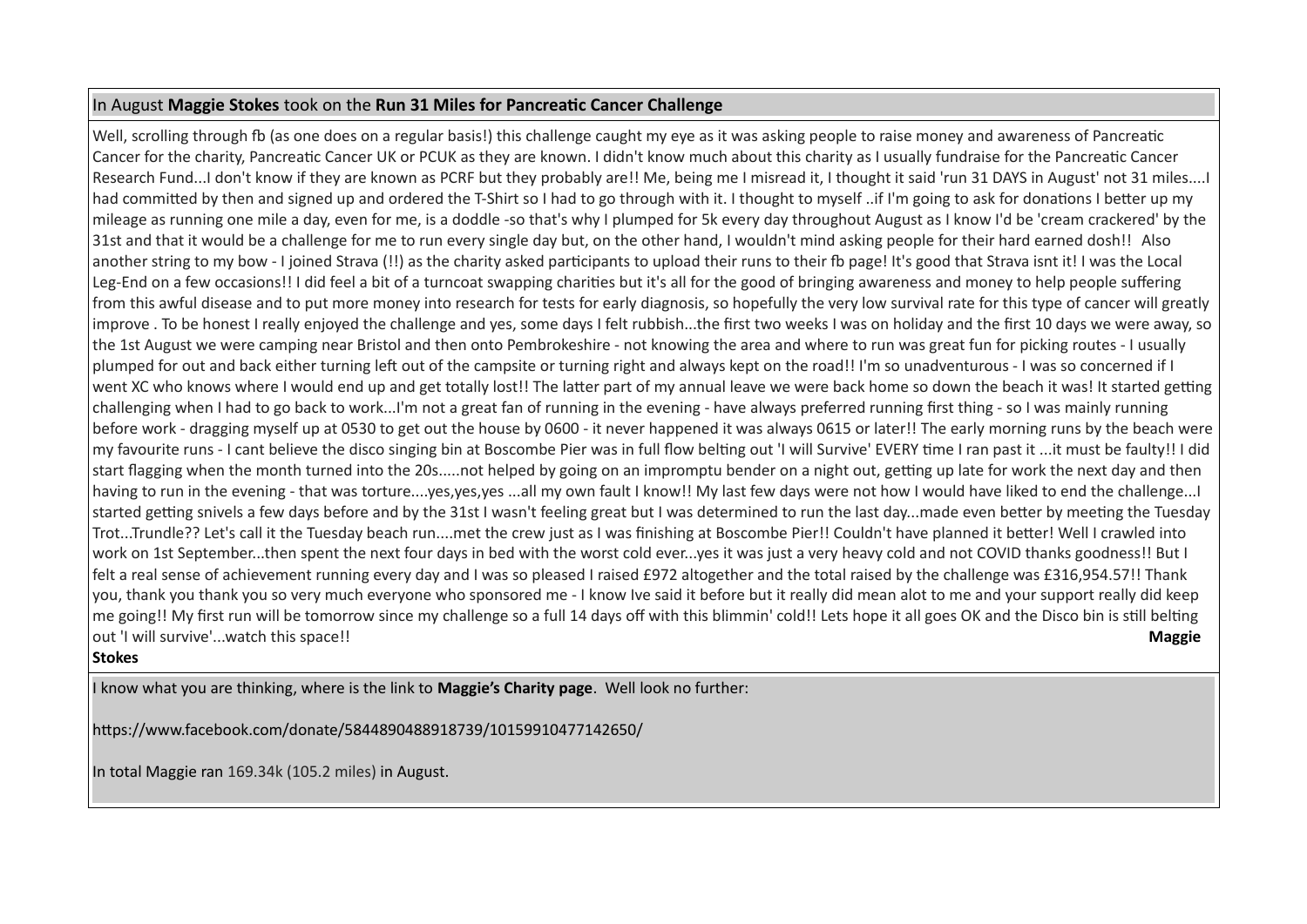In August **Maggie Stokes** took on the **Run 31 Miles for Pancreatic Cancer Challenge**

Well, scrolling through fb (as one does on a regular basis!) this challenge caught my eye as it was asking people to raise money and awareness of Pancreatic Cancer for the charity, Pancreatic Cancer UK or PCUK as they are known. I didn't know much about this charity as I usually fundraise for the Pancreatic Cancer Research Fund...I don't know if they are known as PCRF but they probably are!! Me, being me I misread it, I thought it said 'run 31 DAYS in August' not 31 miles....I had committed by then and signed up and ordered the T-Shirt so I had to go through with it. I thought to myself ..if I'm going to ask for donations I better up my mileage as running one mile a day, even for me, is a doddle -so that's why I plumped for 5k every day throughout August as I know I'd be 'cream crackered' by the 31st and that it would be a challenge for me to run every single day but, on the other hand, I wouldn't mind asking people for their hard earned dosh!! Also another string to my bow - I joined Strava (!!) as the charity asked participants to upload their runs to their fb page! It's good that Strava isnt it! I was the Local Leg-End on a few occasions!! I did feel a bit of a turncoat swapping charities but it's all for the good of bringing awareness and money to help people suffering from this awful disease and to put more money into research for tests for early diagnosis, so hopefully the very low survival rate for this type of cancer will greatly improve . To be honest I really enjoyed the challenge and yes, some days I felt rubbish...the first two weeks I was on holiday and the first 10 days we were away, so the 1st August we were camping near Bristol and then onto Pembrokeshire - not knowing the area and where to run was great fun for picking routes - I usually plumped for out and back either turning left out of the campsite or turning right and always kept on the road!! I'm so unadventurous - I was so concerned if I went XC who knows where I would end up and get totally lost!! The latter part of my annual leave we were back home so down the beach it was! It started getting challenging when I had to go back to work...I'm not a great fan of running in the evening - have always preferred running first thing - so I was mainly running before work - dragging myself up at 0530 to get out the house by 0600 - it never happened it was always 0615 or later!! The early morning runs by the beach were my favourite runs - I cant believe the disco singing bin at Boscombe Pier was in full flow belting out 'I will Survive' EVERY time I ran past it ...it must be faulty!! I did start flagging when the month turned into the 20s.....not helped by going on an impromptu bender on a night out, getting up late for work the next day and then having to run in the evening - that was torture....yes,yes,yes ...all my own fault I know!! My last few days were not how I would have liked to end the challenge...I started getting snivels a few days before and by the 31st I wasn't feeling great but I was determined to run the last day...made even better by meeting the Tuesday Trot...Trundle?? Let's call it the Tuesday beach run....met the crew just as I was finishing at Boscombe Pier!! Couldn't have planned it better! Well I crawled into work on 1st September...then spent the next four days in bed with the worst cold ever...yes it was just a very heavy cold and not COVID thanks goodness!! But I felt a real sense of achievement running every day and I was so pleased I raised £972 altogether and the total raised by the challenge was £316,954.57!! Thank you, thank you thank you so very much everyone who sponsored me - I know Ive said it before but it really did mean alot to me and your support really did keep me going!! My first run will be tomorrow since my challenge so a full 14 days off with this blimmin' cold!! Lets hope it all goes OK and the Disco bin is still belting out 'I will survive'...watch this space!! **Maggie Stokes**

I know what you are thinking, where is the link to **Maggie's Charity page**. Well look no further:

https://www.facebook.com/donate/5844890488918739/10159910477142650/

In total Maggie ran 169.34k (105.2 miles) in August.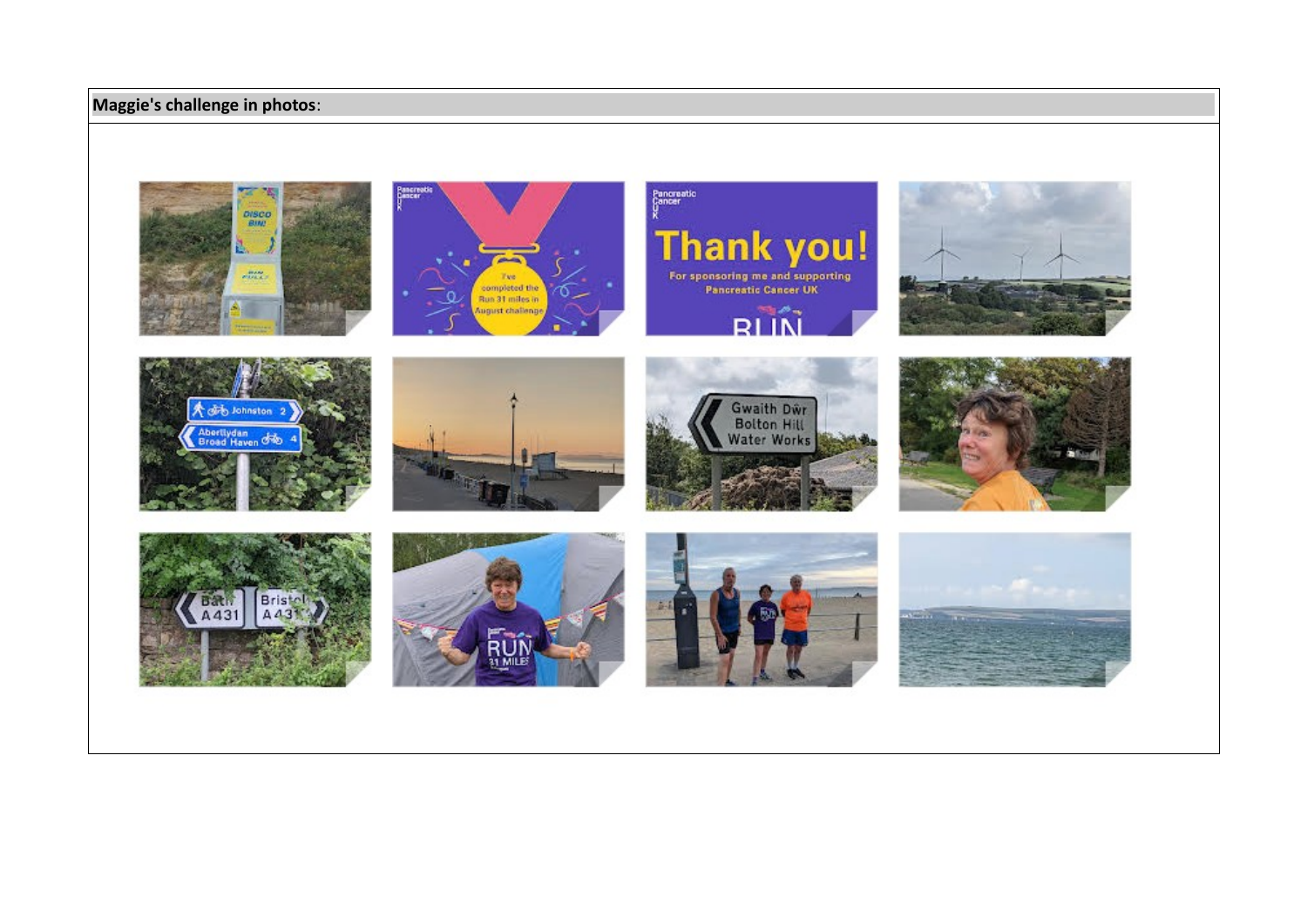**Maggie's challenge in photos**: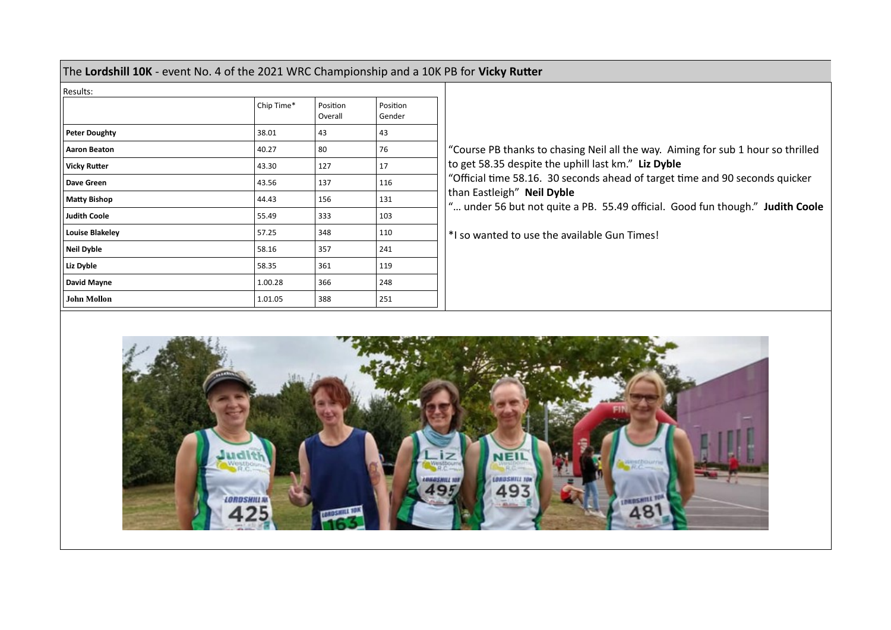The **Lordshill 10K** - event No. 4 of the 2021 WRC Championship and a 10K PB for **Vicky Rutter**

Results:

| | Chip Time* | Position Overall | Position Gender |
|---|---|---|---|
| **Peter Doughty** | 38.01 | 43 | 43 |
| **Aaron Beaton** | 40.27 | 80 | 76 |
| **Vicky Rutter** | 43.30 | 127 | 17 |
| **Dave Green** | 43.56 | 137 | 116 |
| **Matty Bishop** | 44.43 | 156 | 131 |
| **Judith Coole** | 55.49 | 333 | 103 |
| **Louise Blakeley** | 57.25 | 348 | 110 |
| **Neil Dyble** | 58.16 | 357 | 241 |
| **Liz Dyble** | 58.35 | 361 | 119 |
| **David Mayne** | 1.00.28 | 366 | 248 |
| **John Mollon** | 1.01.05 | 388 | 251 |

"Course PB thanks to chasing Neil all the way. Aiming for sub 1 hour so thrilled to get 58.35 despite the uphill last km." **Liz Dyble**

"Official time 58.16. 30 seconds ahead of target time and 90 seconds quicker than Eastleigh" **Neil Dyble**

"… under 56 but not quite a PB. 55.49 official. Good fun though." **Judith Coole**

*I so wanted to use the available Gun Times!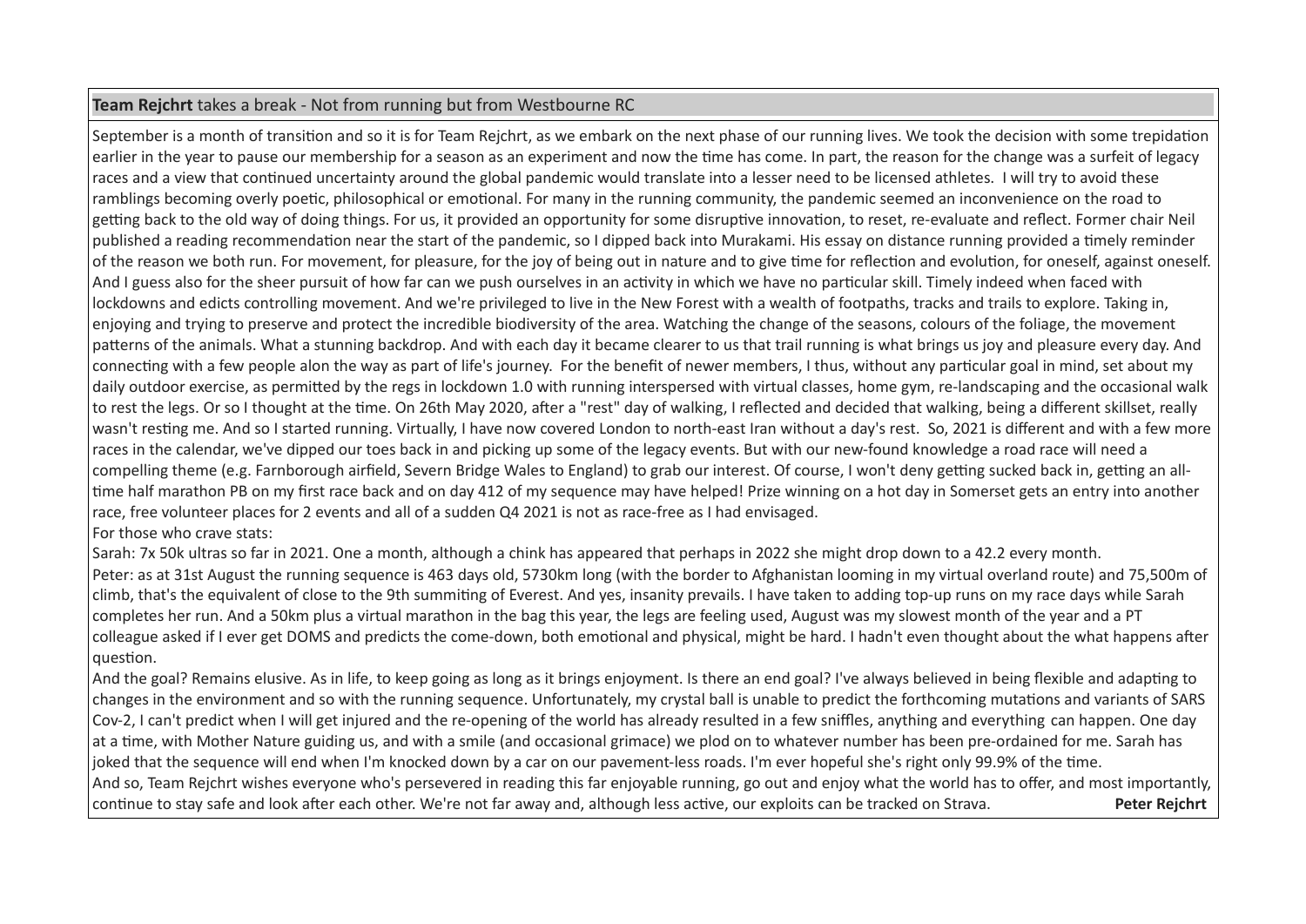**Team Rejchrt** takes a break - Not from running but from Westbourne RC

September is a month of transition and so it is for Team Rejchrt, as we embark on the next phase of our running lives. We took the decision with some trepidation earlier in the year to pause our membership for a season as an experiment and now the time has come. In part, the reason for the change was a surfeit of legacy races and a view that continued uncertainty around the global pandemic would translate into a lesser need to be licensed athletes. I will try to avoid these ramblings becoming overly poetic, philosophical or emotional. For many in the running community, the pandemic seemed an inconvenience on the road to getting back to the old way of doing things. For us, it provided an opportunity for some disruptive innovation, to reset, re-evaluate and reflect. Former chair Neil published a reading recommendation near the start of the pandemic, so I dipped back into Murakami. His essay on distance running provided a timely reminder of the reason we both run. For movement, for pleasure, for the joy of being out in nature and to give time for reflection and evolution, for oneself, against oneself. And I guess also for the sheer pursuit of how far can we push ourselves in an activity in which we have no particular skill. Timely indeed when faced with lockdowns and edicts controlling movement. And we're privileged to live in the New Forest with a wealth of footpaths, tracks and trails to explore. Taking in, enjoying and trying to preserve and protect the incredible biodiversity of the area. Watching the change of the seasons, colours of the foliage, the movement patterns of the animals. What a stunning backdrop. And with each day it became clearer to us that trail running is what brings us joy and pleasure every day. And connecting with a few people alon the way as part of life's journey. For the benefit of newer members, I thus, without any particular goal in mind, set about my daily outdoor exercise, as permitted by the regs in lockdown 1.0 with running interspersed with virtual classes, home gym, re-landscaping and the occasional walk to rest the legs. Or so I thought at the time. On 26th May 2020, after a "rest" day of walking, I reflected and decided that walking, being a different skillset, really wasn't resting me. And so I started running. Virtually, I have now covered London to north-east Iran without a day's rest. So, 2021 is different and with a few more races in the calendar, we've dipped our toes back in and picking up some of the legacy events. But with our new-found knowledge a road race will need a compelling theme (e.g. Farnborough airfield, Severn Bridge Wales to England) to grab our interest. Of course, I won't deny getting sucked back in, getting an all-time half marathon PB on my first race back and on day 412 of my sequence may have helped! Prize winning on a hot day in Somerset gets an entry into another race, free volunteer places for 2 events and all of a sudden Q4 2021 is not as race-free as I had envisaged.

For those who crave stats:

Sarah: 7x 50k ultras so far in 2021. One a month, although a chink has appeared that perhaps in 2022 she might drop down to a 42.2 every month.

Peter: as at 31st August the running sequence is 463 days old, 5730km long (with the border to Afghanistan looming in my virtual overland route) and 75,500m of climb, that's the equivalent of close to the 9th summiting of Everest. And yes, insanity prevails. I have taken to adding top-up runs on my race days while Sarah completes her run. And a 50km plus a virtual marathon in the bag this year, the legs are feeling used, August was my slowest month of the year and a PT colleague asked if I ever get DOMS and predicts the come-down, both emotional and physical, might be hard. I hadn't even thought about the what happens after question.

And the goal? Remains elusive. As in life, to keep going as long as it brings enjoyment. Is there an end goal? I've always believed in being flexible and adapting to changes in the environment and so with the running sequence. Unfortunately, my crystal ball is unable to predict the forthcoming mutations and variants of SARS Cov-2, I can't predict when I will get injured and the re-opening of the world has already resulted in a few sniffles, anything and everything can happen. One day at a time, with Mother Nature guiding us, and with a smile (and occasional grimace) we plod on to whatever number has been pre-ordained for me. Sarah has joked that the sequence will end when I'm knocked down by a car on our pavement-less roads. I'm ever hopeful she's right only 99.9% of the time.

And so, Team Rejchrt wishes everyone who's persevered in reading this far enjoyable running, go out and enjoy what the world has to offer, and most importantly, continue to stay safe and look after each other. We're not far away and, although less active, our exploits can be tracked on Strava.

**Peter Rejchrt**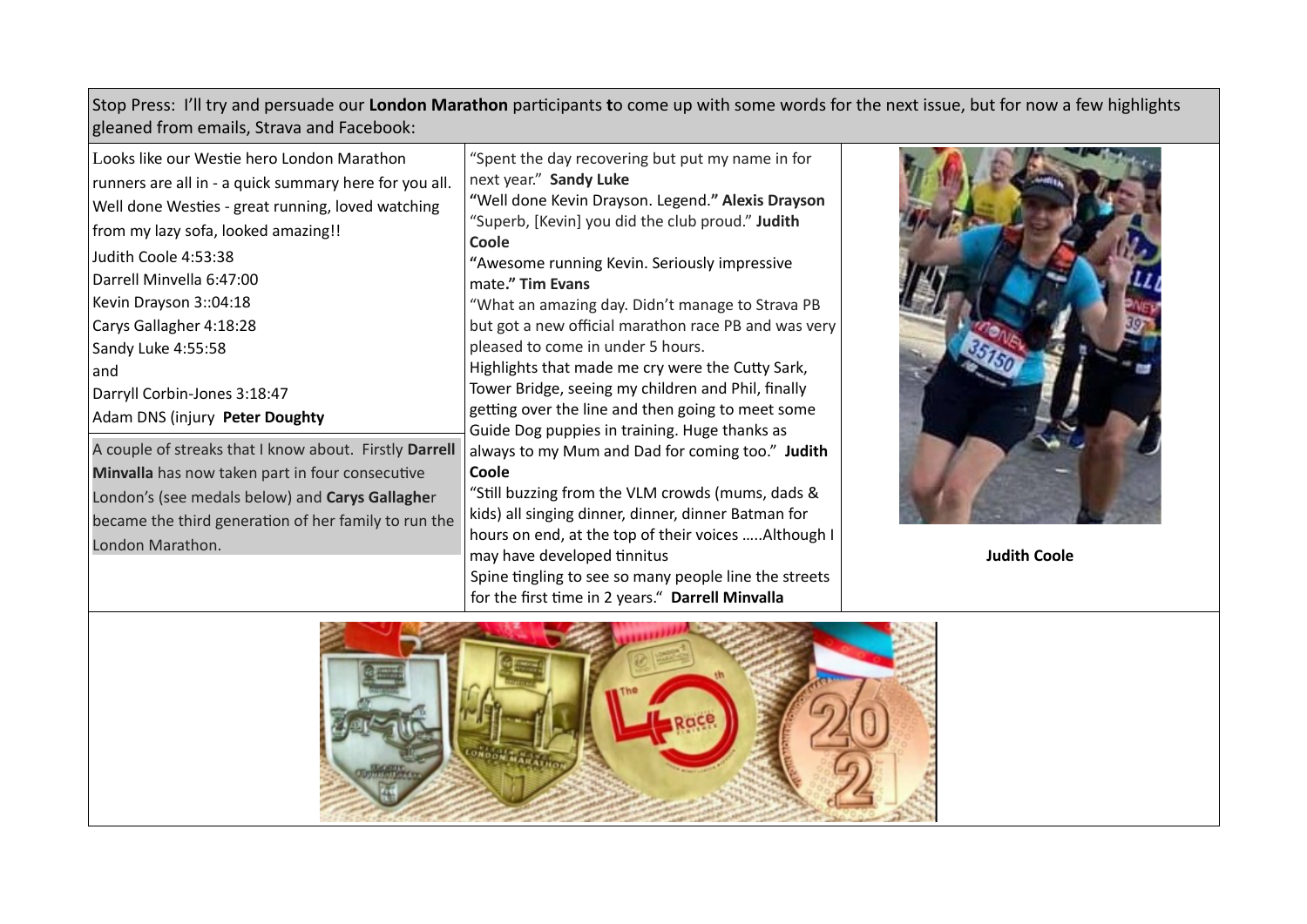Stop Press: I'll try and persuade our **London Marathon** participants **t**o come up with some words for the next issue, but for now a few highlights gleaned from emails, Strava and Facebook:

Looks like our Westie hero London Marathon runners are all in - a quick summary here for you all. Well done Westies - great running, loved watching from my lazy sofa, looked amazing!!

Judith Coole 4:53:38
Darrell Minvella 6:47:00
Kevin Drayson 3::04:18
Carys Gallagher 4:18:28
Sandy Luke 4:55:58
and
Darryll Corbin-Jones 3:18:47
Adam DNS (injury **Peter Doughty**

A couple of streaks that I know about. Firstly **Darrell Minvalla** has now taken part in four consecutive London's (see medals below) and **Carys Gallaghe**r became the third generation of her family to run the London Marathon.

"Spent the day recovering but put my name in for next year." **Sandy Luke**

"Well done Kevin Drayson. Legend." **Alexis Drayson**

"Superb, [Kevin] you did the club proud." **Judith Coole**

"Awesome running Kevin. Seriously impressive mate." **Tim Evans**

"What an amazing day. Didn't manage to Strava PB but got a new official marathon race PB and was very pleased to come in under 5 hours.
Highlights that made me cry were the Cutty Sark, Tower Bridge, seeing my children and Phil, finally getting over the line and then going to meet some Guide Dog puppies in training. Huge thanks as always to my Mum and Dad for coming too." **Judith Coole**

"Still buzzing from the VLM crowds (mums, dads & kids) all singing dinner, dinner, dinner Batman for hours on end, at the top of their voices .....Although I may have developed tinnitus
Spine tingling to see so many people line the streets for the first time in 2 years." **Darrell Minvalla**

**Judith Coole**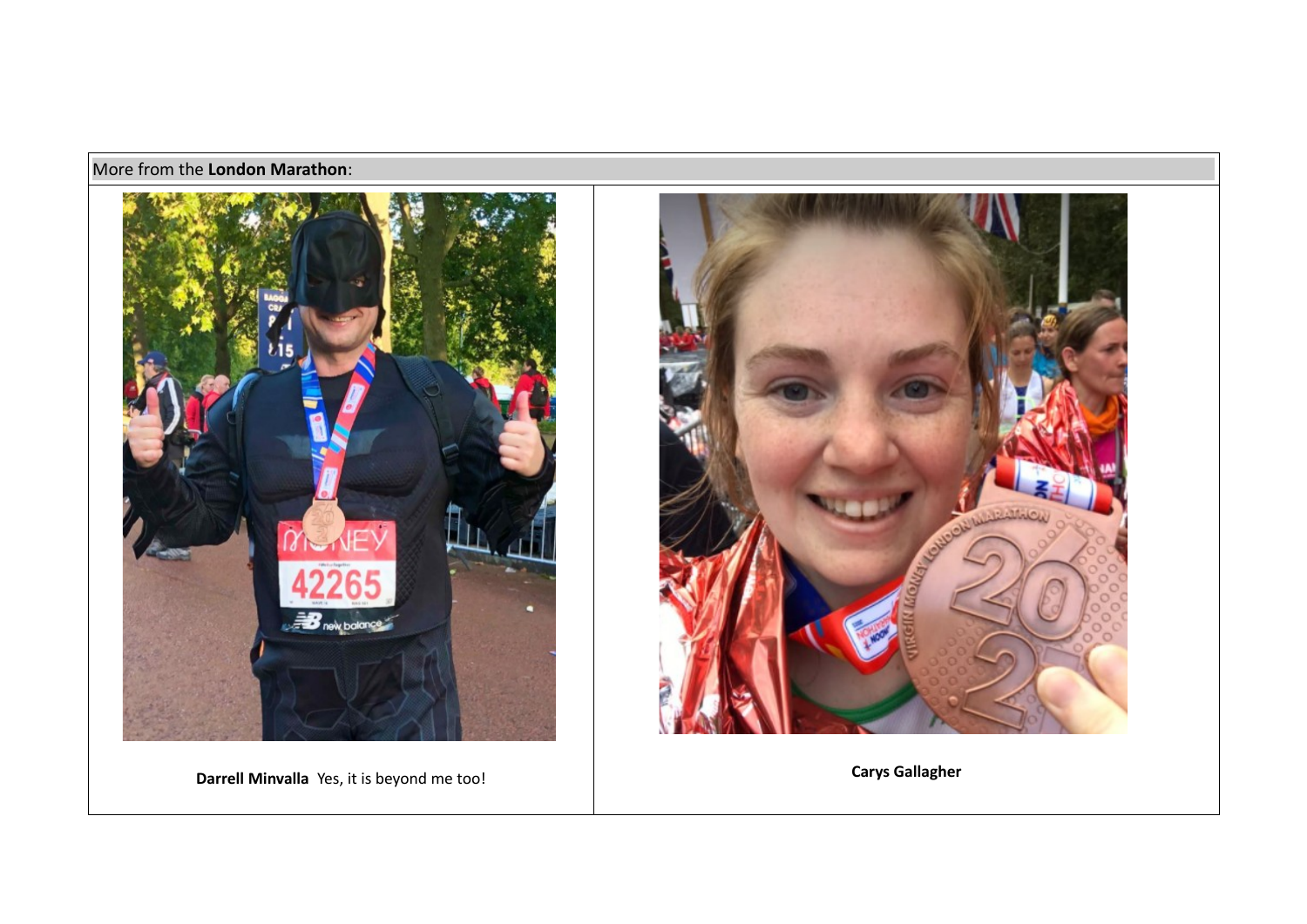More from the **London Marathon**:

| | |
|---|---|
| **Darrell Minvalla** Yes, it is beyond me too! | **Carys Gallagher** |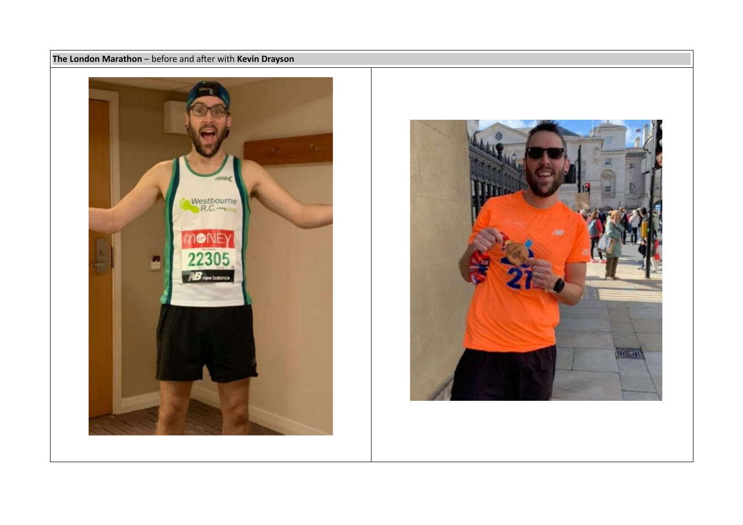**The London Marathon** – before and after with **Kevin Drayson**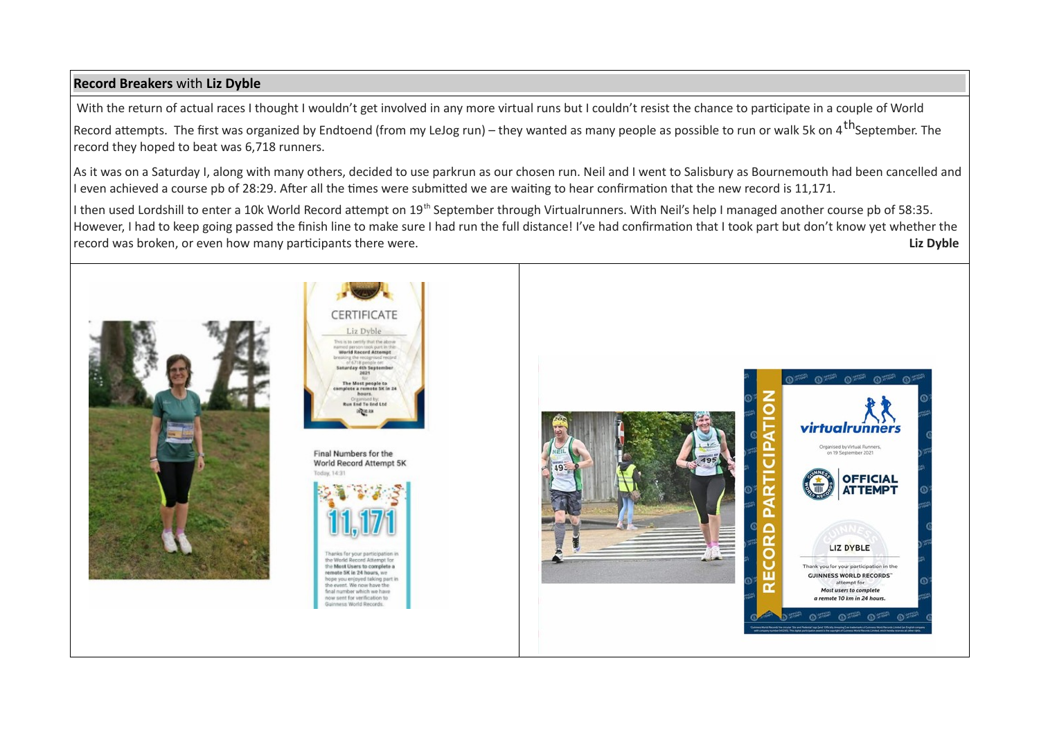**Record Breakers** with **Liz Dyble**

With the return of actual races I thought I wouldn't get involved in any more virtual runs but I couldn't resist the chance to participate in a couple of World Record attempts. The first was organized by Endtoend (from my LeJog run) – they wanted as many people as possible to run or walk 5k on 4th September. The record they hoped to beat was 6,718 runners.

As it was on a Saturday I, along with many others, decided to use parkrun as our chosen run. Neil and I went to Salisbury as Bournemouth had been cancelled and I even achieved a course pb of 28:29. After all the times were submitted we are waiting to hear confirmation that the new record is 11,171.

I then used Lordshill to enter a 10k World Record attempt on 19th September through Virtualrunners. With Neil's help I managed another course pb of 58:35. However, I had to keep going passed the finish line to make sure I had run the full distance! I've had confirmation that I took part but don't know yet whether the record was broken, or even how many participants there were.

**Liz Dyble**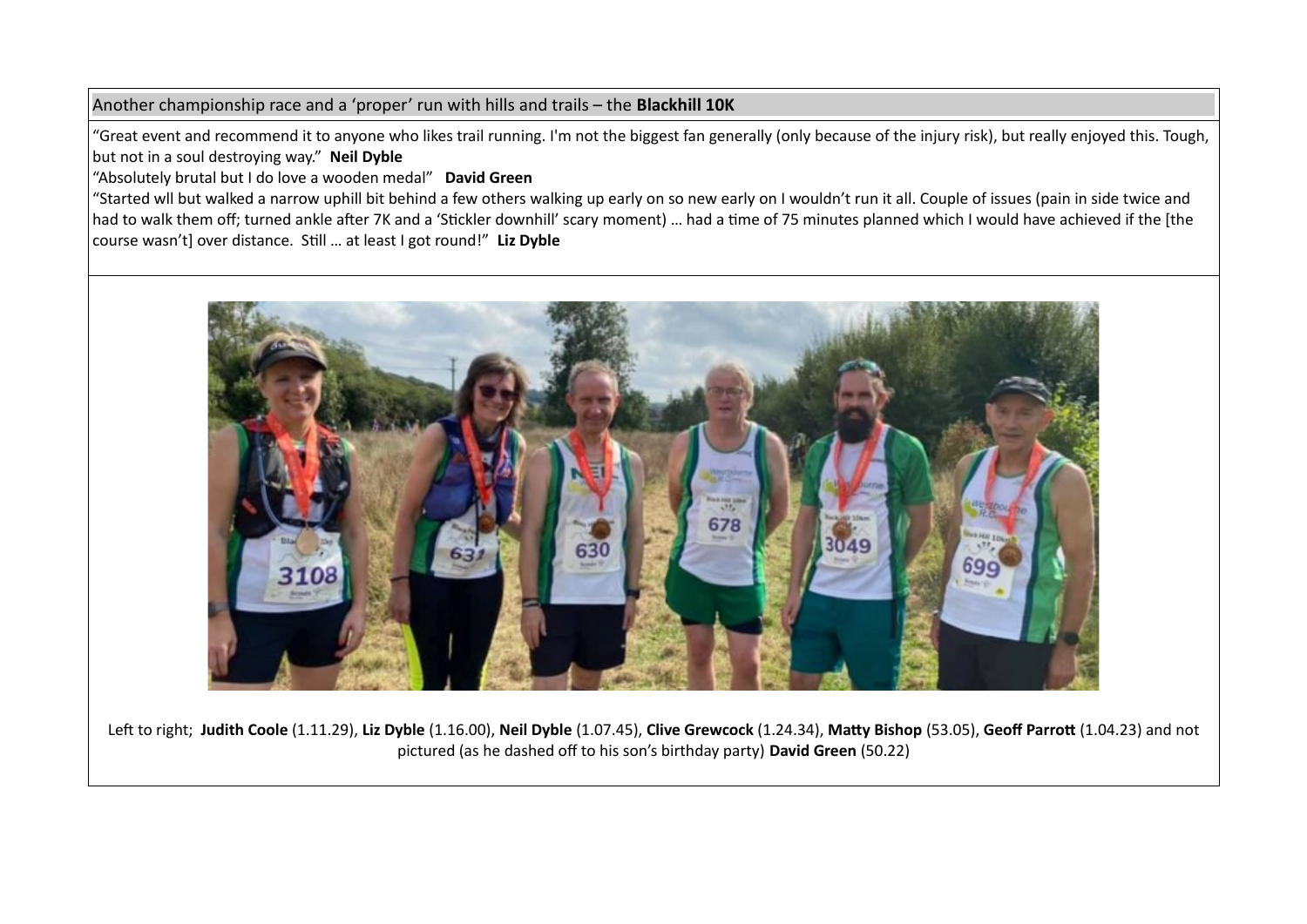Another championship race and a 'proper' run with hills and trails – the **Blackhill 10K**

"Great event and recommend it to anyone who likes trail running. I'm not the biggest fan generally (only because of the injury risk), but really enjoyed this. Tough, but not in a soul destroying way." **Neil Dyble**

"Absolutely brutal but I do love a wooden medal" **David Green**

"Started wll but walked a narrow uphill bit behind a few others walking up early on so new early on I wouldn't run it all. Couple of issues (pain in side twice and had to walk them off; turned ankle after 7K and a 'Stickler downhill' scary moment) … had a time of 75 minutes planned which I would have achieved if the [the course wasn't] over distance. Still … at least I got round!" **Liz Dyble**

Left to right; **Judith Coole** (1.11.29), **Liz Dyble** (1.16.00), **Neil Dyble** (1.07.45), **Clive Grewcock** (1.24.34), **Matty Bishop** (53.05), **Geoff Parrott** (1.04.23) and not pictured (as he dashed off to his son's birthday party) **David Green** (50.22)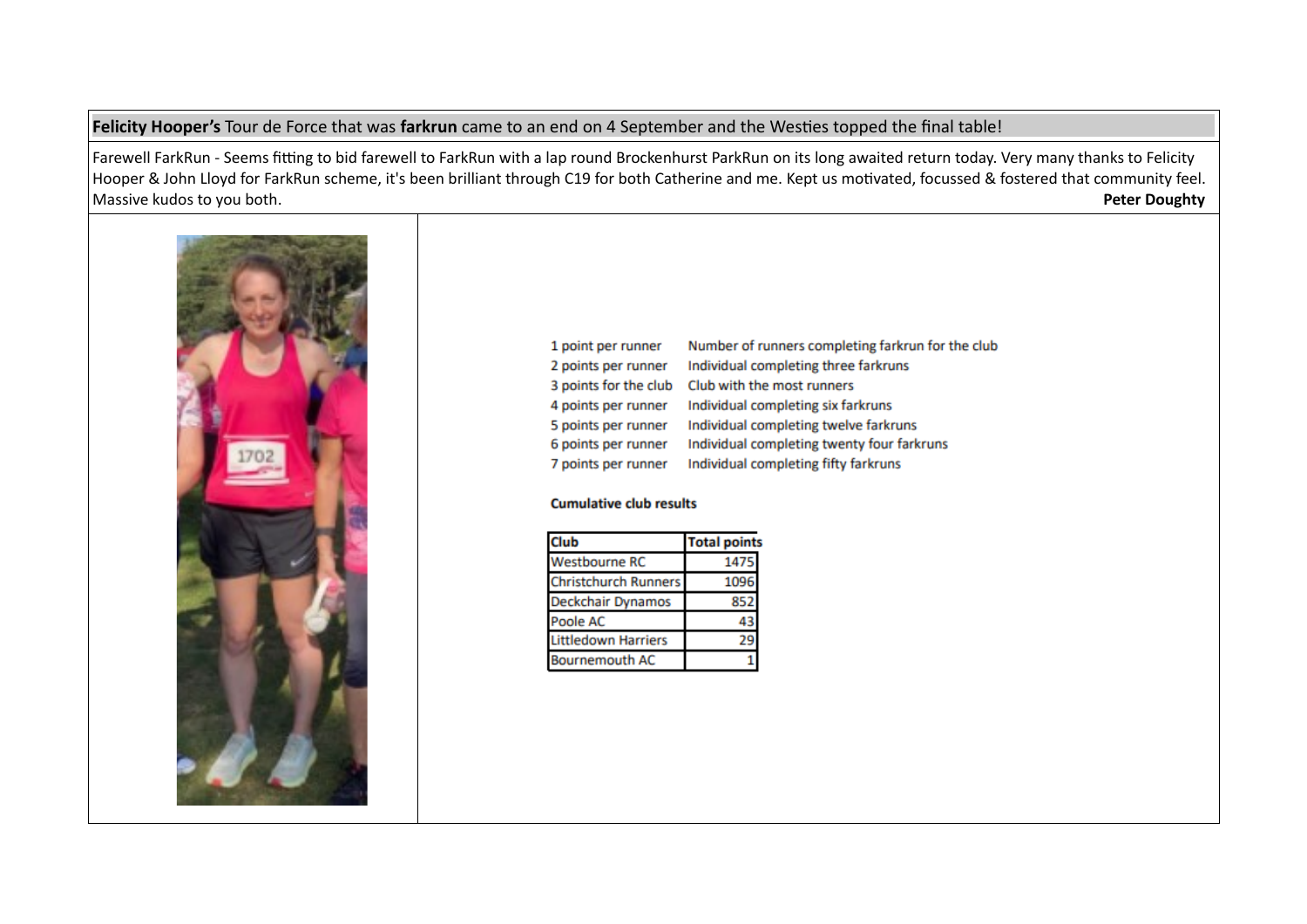**Felicity Hooper's** Tour de Force that was **farkrun** came to an end on 4 September and the Westies topped the final table!

Farewell FarkRun - Seems fitting to bid farewell to FarkRun with a lap round Brockenhurst ParkRun on its long awaited return today. Very many thanks to Felicity Hooper & John Lloyd for FarkRun scheme, it's been brilliant through C19 for both Catherine and me. Kept us motivated, focussed & fostered that community feel. Massive kudos to you both.

**Peter Doughty**

| | |
|---|---|
| 1 point per runner | Number of runners completing farkrun for the club |
| 2 points per runner | Individual completing three farkruns |
| 3 points for the club | Club with the most runners |
| 4 points per runner | Individual completing six farkruns |
| 5 points per runner | Individual completing twelve farkruns |
| 6 points per runner | Individual completing twenty four farkruns |
| 7 points per runner | Individual completing fifty farkruns |

**Cumulative club results**

| Club | Total points |
|---|---|
| Westbourne RC | 1475 |
| Christchurch Runners | 1096 |
| Deckchair Dynamos | 852 |
| Poole AC | 43 |
| Littledown Harriers | 29 |
| Bournemouth AC | 1 |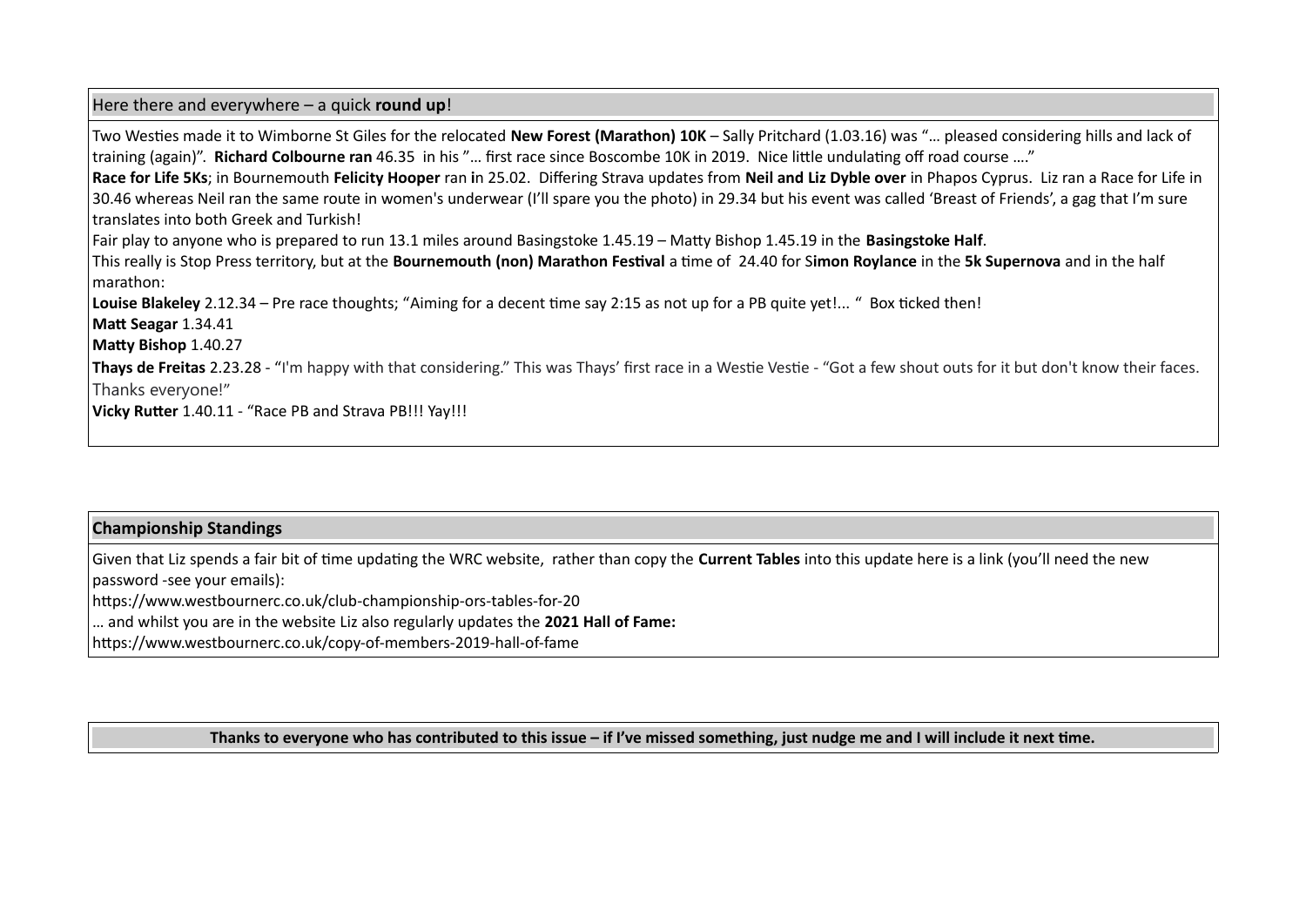## Here there and everywhere – a quick **round up**!

Two Westies made it to Wimborne St Giles for the relocated **New Forest (Marathon) 10K** – Sally Pritchard (1.03.16) was "… pleased considering hills and lack of training (again)". **Richard Colbourne ran** 46.35 in his "… first race since Boscombe 10K in 2019. Nice little undulating off road course …."

**Race for Life 5Ks**; in Bournemouth **Felicity Hooper** ran **i**n 25.02. Differing Strava updates from **Neil and Liz Dyble over** in Phapos Cyprus. Liz ran a Race for Life in 30.46 whereas Neil ran the same route in women's underwear (I'll spare you the photo) in 29.34 but his event was called 'Breast of Friends', a gag that I'm sure translates into both Greek and Turkish!

Fair play to anyone who is prepared to run 13.1 miles around Basingstoke 1.45.19 – Matty Bishop 1.45.19 in the **Basingstoke Half**.

This really is Stop Press territory, but at the **Bournemouth (non) Marathon Festival** a time of 24.40 for S**imon Roylance** in the **5k Supernova** and in the half marathon:

**Louise Blakeley** 2.12.34 – Pre race thoughts; "Aiming for a decent time say 2:15 as not up for a PB quite yet!... " Box ticked then!

**Matt Seagar** 1.34.41

**Matty Bishop** 1.40.27

**Thays de Freitas** 2.23.28 - "I'm happy with that considering." This was Thays' first race in a Westie Vestie - "Got a few shout outs for it but don't know their faces. Thanks everyone!"

**Vicky Rutter** 1.40.11 - "Race PB and Strava PB!!! Yay!!!

## Championship Standings

Given that Liz spends a fair bit of time updating the WRC website, rather than copy the **Current Tables** into this update here is a link (you'll need the new password -see your emails):

https://www.westbournerc.co.uk/club-championship-ors-tables-for-20

… and whilst you are in the website Liz also regularly updates the **2021 Hall of Fame:**

https://www.westbournerc.co.uk/copy-of-members-2019-hall-of-fame

**Thanks to everyone who has contributed to this issue – if I've missed something, just nudge me and I will include it next time.**